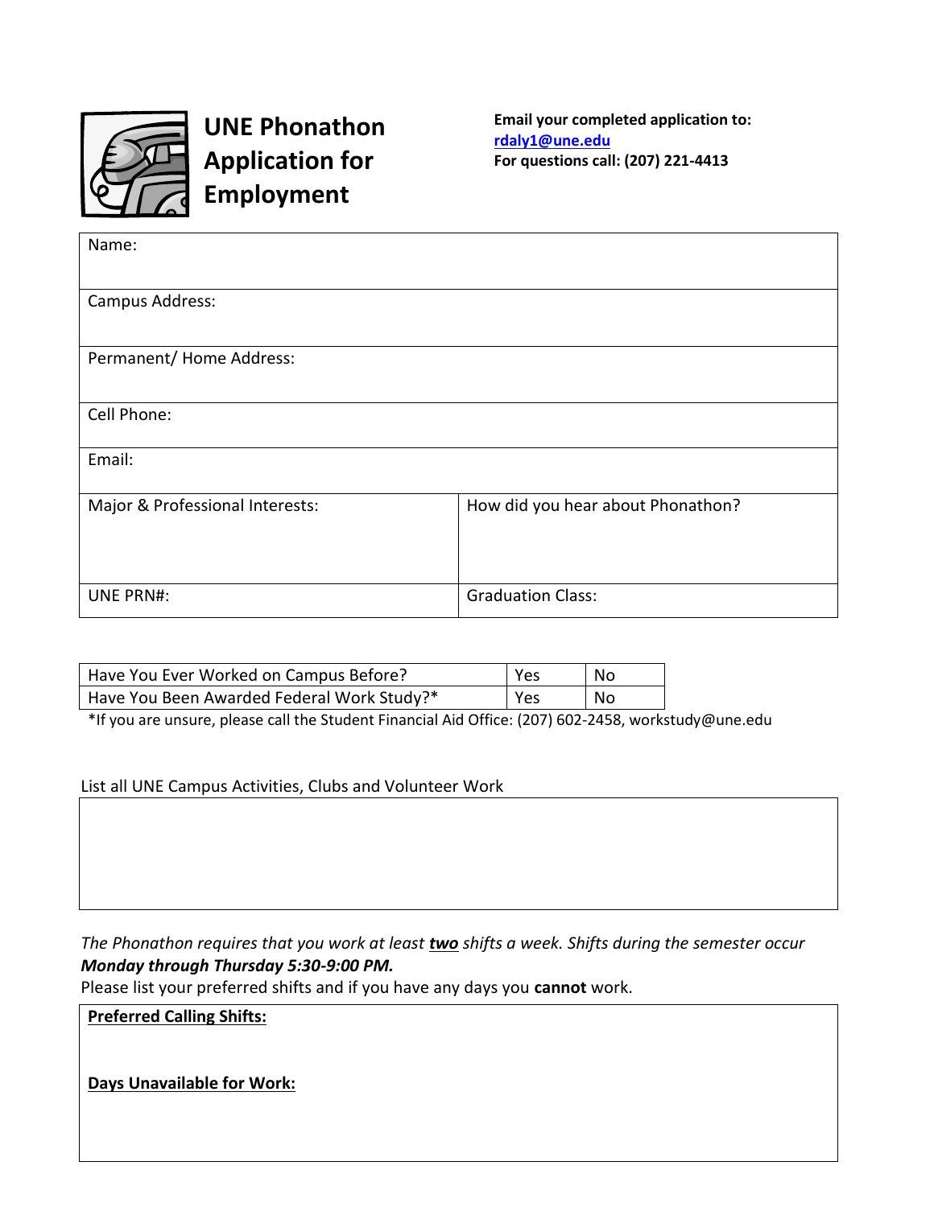# UNE Phonathon Application for Employment

**Email your completed application to:**
**rdaly1@une.edu**
**For questions call: (207) 221-4413**

| Name: | |
|---|---|
| Campus Address: | |
| Permanent/ Home Address: | |
| Cell Phone: | |
| Email: | |
| Major & Professional Interests: | How did you hear about Phonathon? |
| UNE PRN#: | Graduation Class: |

| Have You Ever Worked on Campus Before? | Yes | No |
|---|---|---|
| Have You Been Awarded Federal Work Study?* | Yes | No |

*If you are unsure, please call the Student Financial Aid Office: (207) 602-2458, workstudy@une.edu

List all UNE Campus Activities, Clubs and Volunteer Work

*The Phonathon requires that you work at least **two** shifts a week. Shifts during the semester occur **Monday through Thursday 5:30-9:00 PM.***

Please list your preferred shifts and if you have any days you **cannot** work.

**Preferred Calling Shifts:**

**Days Unavailable for Work:**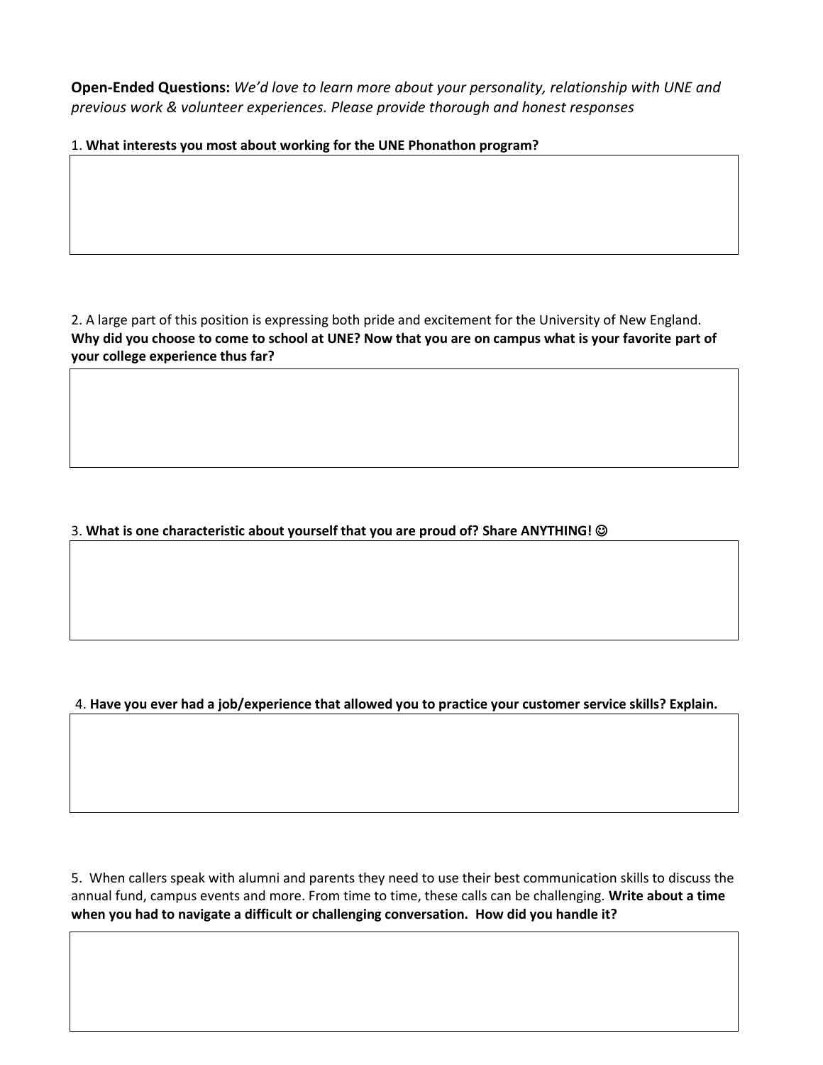**Open-Ended Questions:** *We'd love to learn more about your personality, relationship with UNE and previous work & volunteer experiences. Please provide thorough and honest responses*

1. **What interests you most about working for the UNE Phonathon program?**

2. A large part of this position is expressing both pride and excitement for the University of New England. **Why did you choose to come to school at UNE? Now that you are on campus what is your favorite part of your college experience thus far?**

3. **What is one characteristic about yourself that you are proud of? Share ANYTHING! ☺**

4. **Have you ever had a job/experience that allowed you to practice your customer service skills? Explain.**

5. When callers speak with alumni and parents they need to use their best communication skills to discuss the annual fund, campus events and more. From time to time, these calls can be challenging. **Write about a time when you had to navigate a difficult or challenging conversation. How did you handle it?**